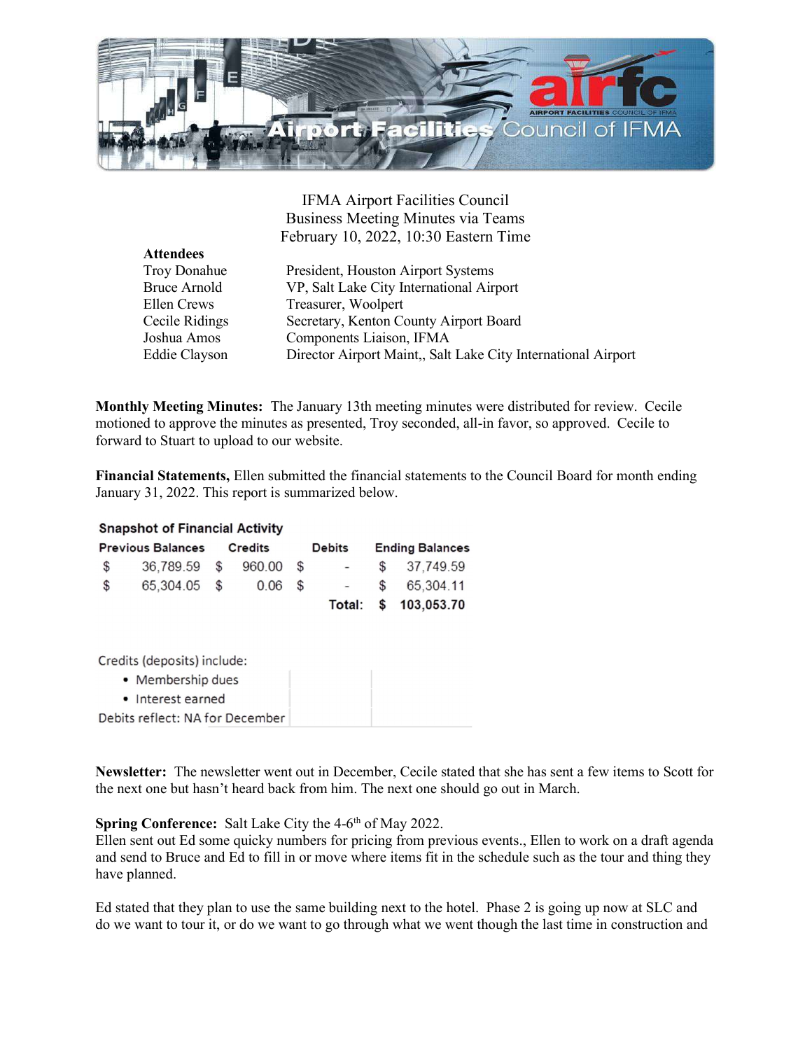IFMA Airport Facilities Council
Business Meeting Minutes via Teams
February 10, 2022, 10:30 Eastern Time

**Attendees**

| | |
|---|---|
| Troy Donahue | President, Houston Airport Systems |
| Bruce Arnold | VP, Salt Lake City International Airport |
| Ellen Crews | Treasurer, Woolpert |
| Cecile Ridings | Secretary, Kenton County Airport Board |
| Joshua Amos | Components Liaison, IFMA |
| Eddie Clayson | Director Airport Maint,, Salt Lake City International Airport |

**Monthly Meeting Minutes:** The January 13th meeting minutes were distributed for review. Cecile motioned to approve the minutes as presented, Troy seconded, all-in favor, so approved. Cecile to forward to Stuart to upload to our website.

**Financial Statements,** Ellen submitted the financial statements to the Council Board for month ending January 31, 2022. This report is summarized below.

**Snapshot of Financial Activity**

| Previous Balances | Credits | Debits | Ending Balances |
|---|---|---|---|
| $ 36,789.59 | $ 960.00 | $ - | $ 37,749.59 |
| $ 65,304.05 | $ 0.06 | $ - | $ 65,304.11 |
| | | **Total:** | **$ 103,053.70** |

Credits (deposits) include:

- Membership dues
- Interest earned

Debits reflect: NA for December

**Newsletter:** The newsletter went out in December, Cecile stated that she has sent a few items to Scott for the next one but hasn't heard back from him. The next one should go out in March.

**Spring Conference:** Salt Lake City the 4-6th of May 2022.
Ellen sent out Ed some quicky numbers for pricing from previous events., Ellen to work on a draft agenda and send to Bruce and Ed to fill in or move where items fit in the schedule such as the tour and thing they have planned.

Ed stated that they plan to use the same building next to the hotel. Phase 2 is going up now at SLC and do we want to tour it, or do we want to go through what we went though the last time in construction and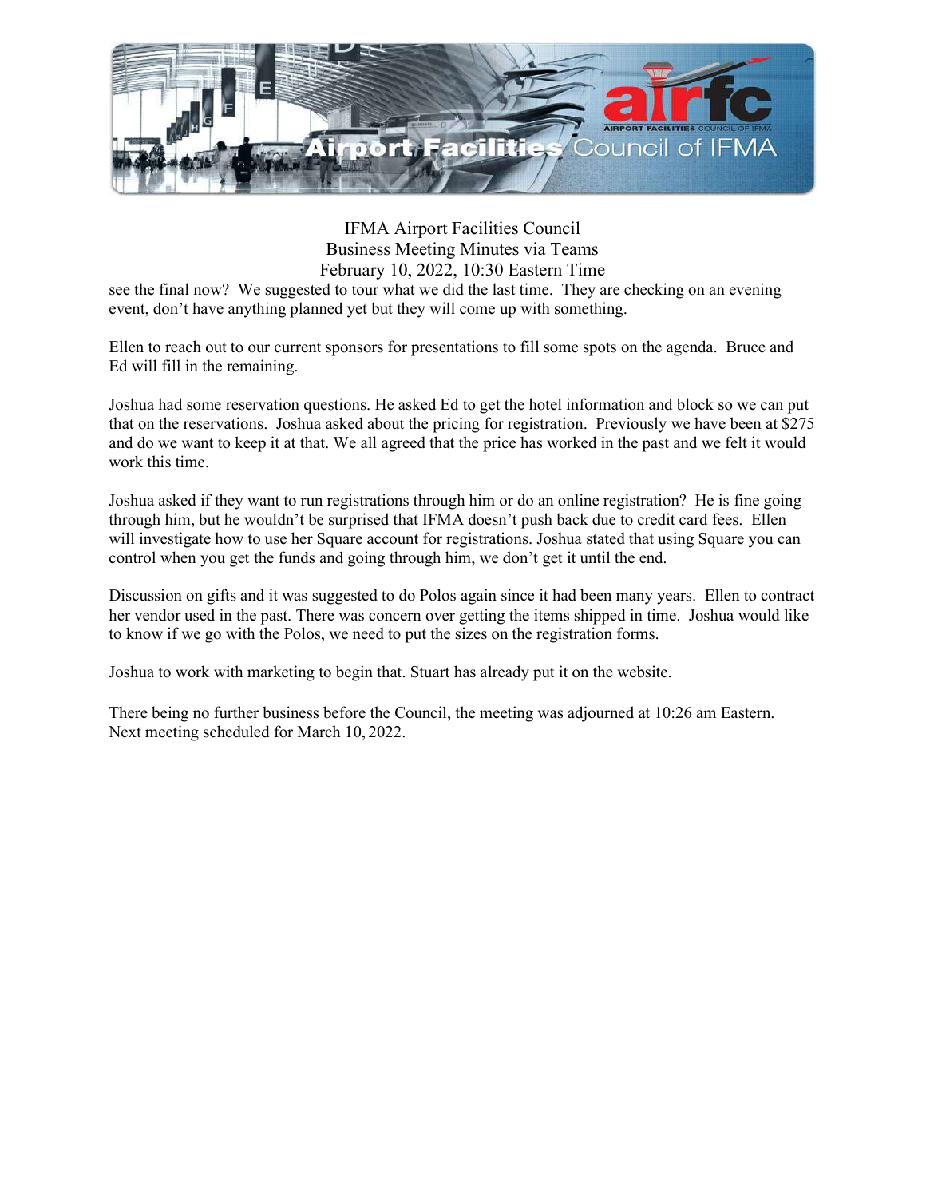IFMA Airport Facilities Council
Business Meeting Minutes via Teams
February 10, 2022, 10:30 Eastern Time

see the final now? We suggested to tour what we did the last time. They are checking on an evening event, don't have anything planned yet but they will come up with something.

Ellen to reach out to our current sponsors for presentations to fill some spots on the agenda. Bruce and Ed will fill in the remaining.

Joshua had some reservation questions. He asked Ed to get the hotel information and block so we can put that on the reservations. Joshua asked about the pricing for registration. Previously we have been at $275 and do we want to keep it at that. We all agreed that the price has worked in the past and we felt it would work this time.

Joshua asked if they want to run registrations through him or do an online registration? He is fine going through him, but he wouldn't be surprised that IFMA doesn't push back due to credit card fees. Ellen will investigate how to use her Square account for registrations. Joshua stated that using Square you can control when you get the funds and going through him, we don't get it until the end.

Discussion on gifts and it was suggested to do Polos again since it had been many years. Ellen to contract her vendor used in the past. There was concern over getting the items shipped in time. Joshua would like to know if we go with the Polos, we need to put the sizes on the registration forms.

Joshua to work with marketing to begin that. Stuart has already put it on the website.

There being no further business before the Council, the meeting was adjourned at 10:26 am Eastern.
Next meeting scheduled for March 10, 2022.